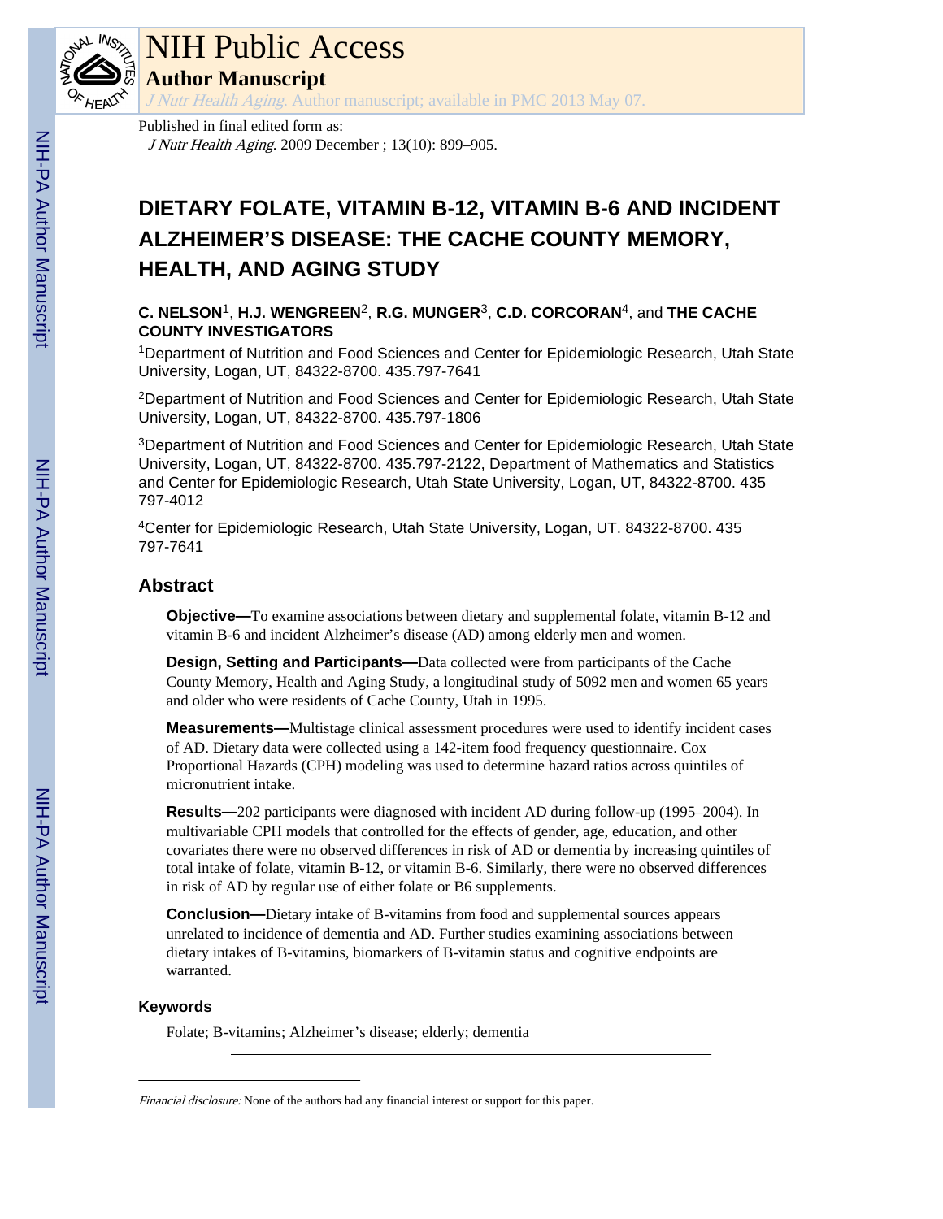# NIH Public Access

## Author Manuscript

*J Nutr Health Aging*. Author manuscript; available in PMC 2013 May 07.

Published in final edited form as:

*J Nutr Health Aging*. 2009 December ; 13(10): 899–905.

# DIETARY FOLATE, VITAMIN B-12, VITAMIN B-6 AND INCIDENT ALZHEIMER'S DISEASE: THE CACHE COUNTY MEMORY, HEALTH, AND AGING STUDY

**C. NELSON**[1], **H.J. WENGREEN**[2], **R.G. MUNGER**[3], **C.D. CORCORAN**[4], and **THE CACHE COUNTY INVESTIGATORS**

[1]Department of Nutrition and Food Sciences and Center for Epidemiologic Research, Utah State University, Logan, UT, 84322-8700. 435.797-7641

[2]Department of Nutrition and Food Sciences and Center for Epidemiologic Research, Utah State University, Logan, UT, 84322-8700. 435.797-1806

[3]Department of Nutrition and Food Sciences and Center for Epidemiologic Research, Utah State University, Logan, UT, 84322-8700. 435.797-2122, Department of Mathematics and Statistics and Center for Epidemiologic Research, Utah State University, Logan, UT, 84322-8700. 435 797-4012

[4]Center for Epidemiologic Research, Utah State University, Logan, UT. 84322-8700. 435 797-7641

## Abstract

**Objective—**To examine associations between dietary and supplemental folate, vitamin B-12 and vitamin B-6 and incident Alzheimer's disease (AD) among elderly men and women.

**Design, Setting and Participants—**Data collected were from participants of the Cache County Memory, Health and Aging Study, a longitudinal study of 5092 men and women 65 years and older who were residents of Cache County, Utah in 1995.

**Measurements—**Multistage clinical assessment procedures were used to identify incident cases of AD. Dietary data were collected using a 142-item food frequency questionnaire. Cox Proportional Hazards (CPH) modeling was used to determine hazard ratios across quintiles of micronutrient intake.

**Results—**202 participants were diagnosed with incident AD during follow-up (1995–2004). In multivariable CPH models that controlled for the effects of gender, age, education, and other covariates there were no observed differences in risk of AD or dementia by increasing quintiles of total intake of folate, vitamin B-12, or vitamin B-6. Similarly, there were no observed differences in risk of AD by regular use of either folate or B6 supplements.

**Conclusion—**Dietary intake of B-vitamins from food and supplemental sources appears unrelated to incidence of dementia and AD. Further studies examining associations between dietary intakes of B-vitamins, biomarkers of B-vitamin status and cognitive endpoints are warranted.

### Keywords

Folate; B-vitamins; Alzheimer's disease; elderly; dementia

---

*Financial disclosure:* None of the authors had any financial interest or support for this paper.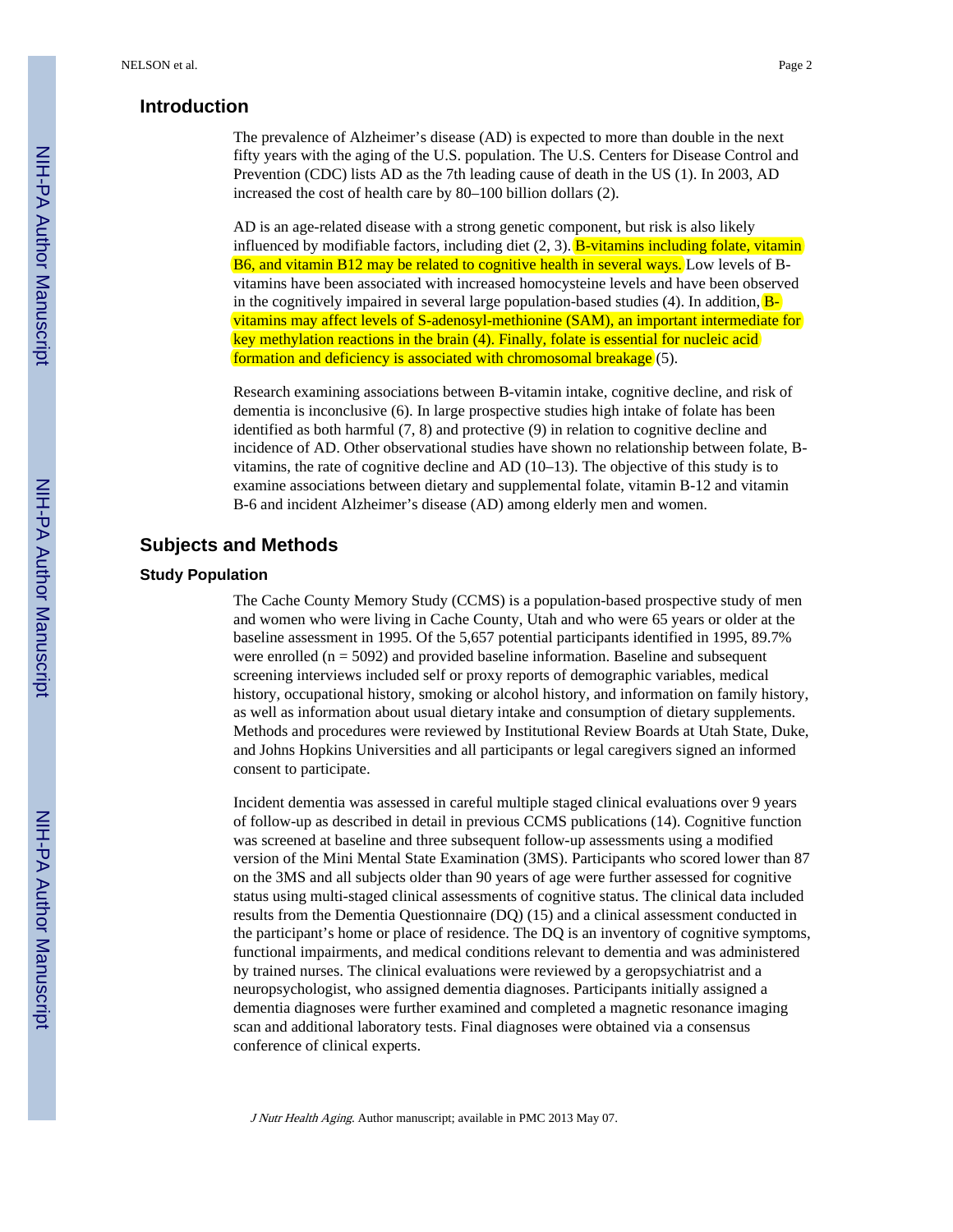## Introduction

The prevalence of Alzheimer's disease (AD) is expected to more than double in the next fifty years with the aging of the U.S. population. The U.S. Centers for Disease Control and Prevention (CDC) lists AD as the 7th leading cause of death in the US (1). In 2003, AD increased the cost of health care by 80–100 billion dollars (2).

AD is an age-related disease with a strong genetic component, but risk is also likely influenced by modifiable factors, including diet (2, 3). B-vitamins including folate, vitamin B6, and vitamin B12 may be related to cognitive health in several ways. Low levels of B-vitamins have been associated with increased homocysteine levels and have been observed in the cognitively impaired in several large population-based studies (4). In addition, B-vitamins may affect levels of S-adenosyl-methionine (SAM), an important intermediate for key methylation reactions in the brain (4). Finally, folate is essential for nucleic acid formation and deficiency is associated with chromosomal breakage (5).

Research examining associations between B-vitamin intake, cognitive decline, and risk of dementia is inconclusive (6). In large prospective studies high intake of folate has been identified as both harmful (7, 8) and protective (9) in relation to cognitive decline and incidence of AD. Other observational studies have shown no relationship between folate, B-vitamins, the rate of cognitive decline and AD (10–13). The objective of this study is to examine associations between dietary and supplemental folate, vitamin B-12 and vitamin B-6 and incident Alzheimer's disease (AD) among elderly men and women.

## Subjects and Methods

### Study Population

The Cache County Memory Study (CCMS) is a population-based prospective study of men and women who were living in Cache County, Utah and who were 65 years or older at the baseline assessment in 1995. Of the 5,657 potential participants identified in 1995, 89.7% were enrolled (n = 5092) and provided baseline information. Baseline and subsequent screening interviews included self or proxy reports of demographic variables, medical history, occupational history, smoking or alcohol history, and information on family history, as well as information about usual dietary intake and consumption of dietary supplements. Methods and procedures were reviewed by Institutional Review Boards at Utah State, Duke, and Johns Hopkins Universities and all participants or legal caregivers signed an informed consent to participate.

Incident dementia was assessed in careful multiple staged clinical evaluations over 9 years of follow-up as described in detail in previous CCMS publications (14). Cognitive function was screened at baseline and three subsequent follow-up assessments using a modified version of the Mini Mental State Examination (3MS). Participants who scored lower than 87 on the 3MS and all subjects older than 90 years of age were further assessed for cognitive status using multi-staged clinical assessments of cognitive status. The clinical data included results from the Dementia Questionnaire (DQ) (15) and a clinical assessment conducted in the participant's home or place of residence. The DQ is an inventory of cognitive symptoms, functional impairments, and medical conditions relevant to dementia and was administered by trained nurses. The clinical evaluations were reviewed by a geropsychiatrist and a neuropsychologist, who assigned dementia diagnoses. Participants initially assigned a dementia diagnoses were further examined and completed a magnetic resonance imaging scan and additional laboratory tests. Final diagnoses were obtained via a consensus conference of clinical experts.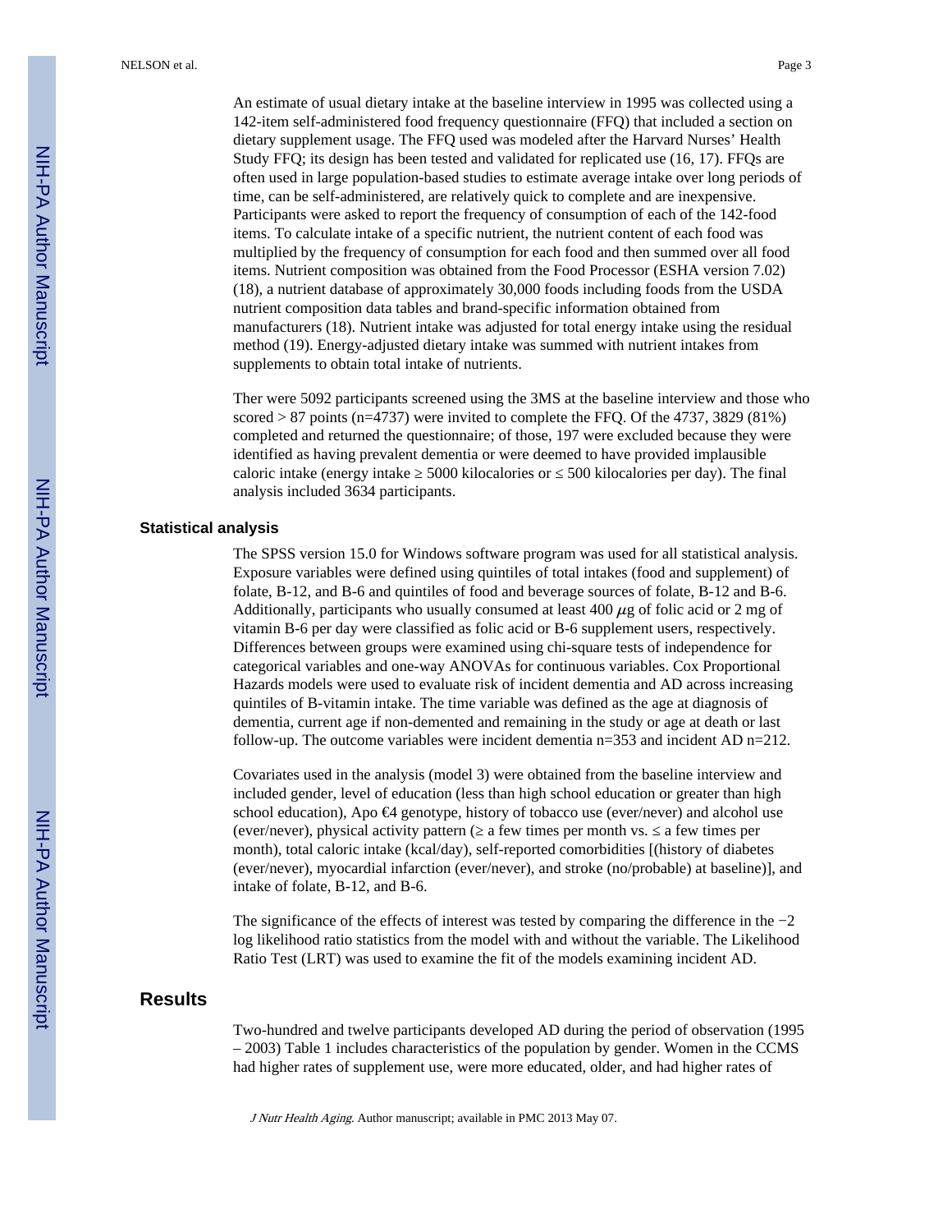An estimate of usual dietary intake at the baseline interview in 1995 was collected using a 142-item self-administered food frequency questionnaire (FFQ) that included a section on dietary supplement usage. The FFQ used was modeled after the Harvard Nurses' Health Study FFQ; its design has been tested and validated for replicated use (16, 17). FFQs are often used in large population-based studies to estimate average intake over long periods of time, can be self-administered, are relatively quick to complete and are inexpensive. Participants were asked to report the frequency of consumption of each of the 142-food items. To calculate intake of a specific nutrient, the nutrient content of each food was multiplied by the frequency of consumption for each food and then summed over all food items. Nutrient composition was obtained from the Food Processor (ESHA version 7.02) (18), a nutrient database of approximately 30,000 foods including foods from the USDA nutrient composition data tables and brand-specific information obtained from manufacturers (18). Nutrient intake was adjusted for total energy intake using the residual method (19). Energy-adjusted dietary intake was summed with nutrient intakes from supplements to obtain total intake of nutrients.

Ther were 5092 participants screened using the 3MS at the baseline interview and those who scored > 87 points (n=4737) were invited to complete the FFQ. Of the 4737, 3829 (81%) completed and returned the questionnaire; of those, 197 were excluded because they were identified as having prevalent dementia or were deemed to have provided implausible caloric intake (energy intake ≥ 5000 kilocalories or ≤ 500 kilocalories per day). The final analysis included 3634 participants.

## Statistical analysis

The SPSS version 15.0 for Windows software program was used for all statistical analysis. Exposure variables were defined using quintiles of total intakes (food and supplement) of folate, B-12, and B-6 and quintiles of food and beverage sources of folate, B-12 and B-6. Additionally, participants who usually consumed at least 400 $\mu$g of folic acid or 2 mg of vitamin B-6 per day were classified as folic acid or B-6 supplement users, respectively. Differences between groups were examined using chi-square tests of independence for categorical variables and one-way ANOVAs for continuous variables. Cox Proportional Hazards models were used to evaluate risk of incident dementia and AD across increasing quintiles of B-vitamin intake. The time variable was defined as the age at diagnosis of dementia, current age if non-demented and remaining in the study or age at death or last follow-up. The outcome variables were incident dementia n=353 and incident AD n=212.

Covariates used in the analysis (model 3) were obtained from the baseline interview and included gender, level of education (less than high school education or greater than high school education), Apo €4 genotype, history of tobacco use (ever/never) and alcohol use (ever/never), physical activity pattern (≥ a few times per month vs. ≤ a few times per month), total caloric intake (kcal/day), self-reported comorbidities [(history of diabetes (ever/never), myocardial infarction (ever/never), and stroke (no/probable) at baseline)], and intake of folate, B-12, and B-6.

The significance of the effects of interest was tested by comparing the difference in the −2 log likelihood ratio statistics from the model with and without the variable. The Likelihood Ratio Test (LRT) was used to examine the fit of the models examining incident AD.

# Results

Two-hundred and twelve participants developed AD during the period of observation (1995 – 2003) Table 1 includes characteristics of the population by gender. Women in the CCMS had higher rates of supplement use, were more educated, older, and had higher rates of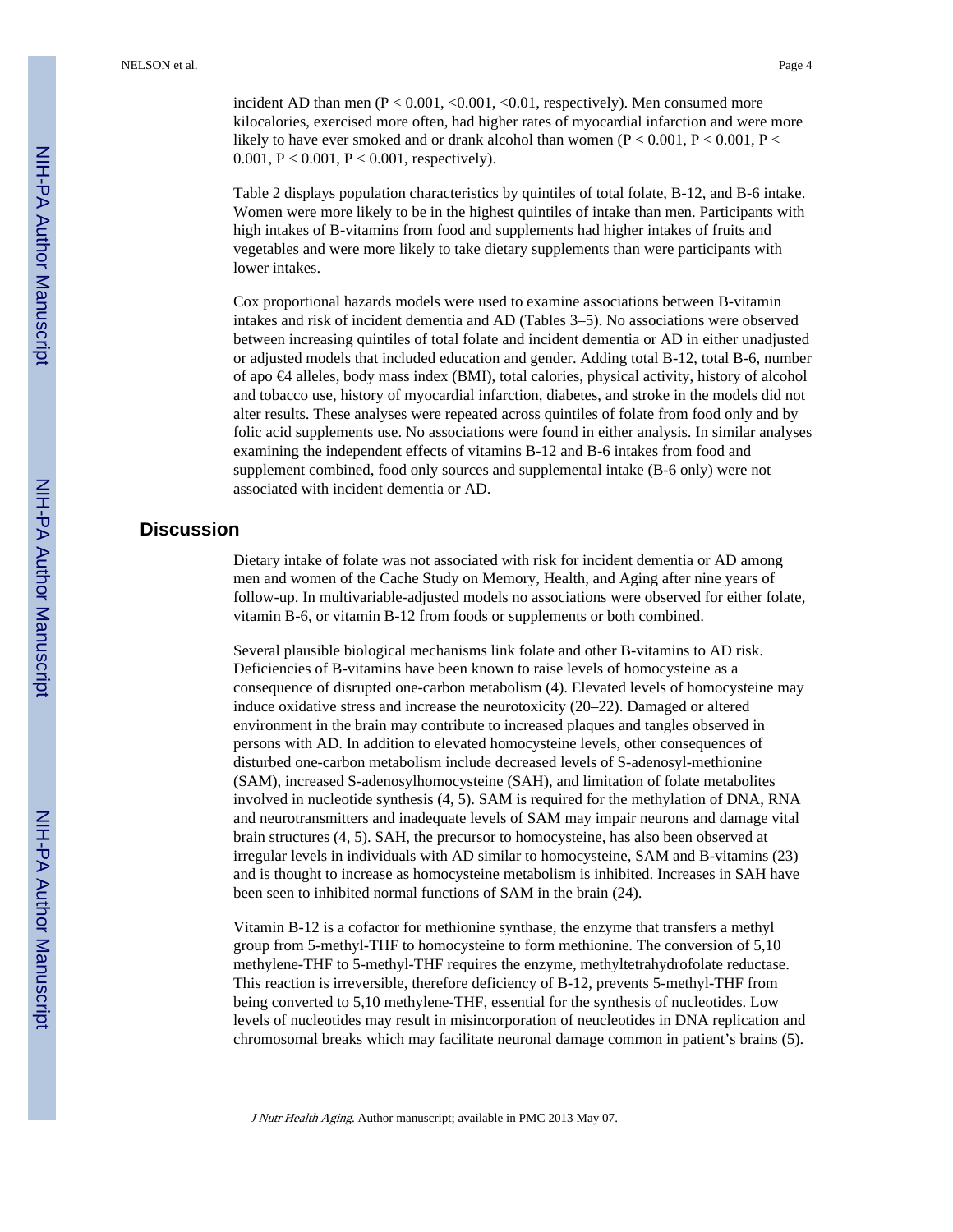incident AD than men (P < 0.001, <0.001, <0.01, respectively). Men consumed more kilocalories, exercised more often, had higher rates of myocardial infarction and were more likely to have ever smoked and or drank alcohol than women (P < 0.001, P < 0.001, P < 0.001, P < 0.001, P < 0.001, respectively).

Table 2 displays population characteristics by quintiles of total folate, B-12, and B-6 intake. Women were more likely to be in the highest quintiles of intake than men. Participants with high intakes of B-vitamins from food and supplements had higher intakes of fruits and vegetables and were more likely to take dietary supplements than were participants with lower intakes.

Cox proportional hazards models were used to examine associations between B-vitamin intakes and risk of incident dementia and AD (Tables 3–5). No associations were observed between increasing quintiles of total folate and incident dementia or AD in either unadjusted or adjusted models that included education and gender. Adding total B-12, total B-6, number of apo €4 alleles, body mass index (BMI), total calories, physical activity, history of alcohol and tobacco use, history of myocardial infarction, diabetes, and stroke in the models did not alter results. These analyses were repeated across quintiles of folate from food only and by folic acid supplements use. No associations were found in either analysis. In similar analyses examining the independent effects of vitamins B-12 and B-6 intakes from food and supplement combined, food only sources and supplemental intake (B-6 only) were not associated with incident dementia or AD.

## Discussion

Dietary intake of folate was not associated with risk for incident dementia or AD among men and women of the Cache Study on Memory, Health, and Aging after nine years of follow-up. In multivariable-adjusted models no associations were observed for either folate, vitamin B-6, or vitamin B-12 from foods or supplements or both combined.

Several plausible biological mechanisms link folate and other B-vitamins to AD risk. Deficiencies of B-vitamins have been known to raise levels of homocysteine as a consequence of disrupted one-carbon metabolism (4). Elevated levels of homocysteine may induce oxidative stress and increase the neurotoxicity (20–22). Damaged or altered environment in the brain may contribute to increased plaques and tangles observed in persons with AD. In addition to elevated homocysteine levels, other consequences of disturbed one-carbon metabolism include decreased levels of S-adenosyl-methionine (SAM), increased S-adenosylhomocysteine (SAH), and limitation of folate metabolites involved in nucleotide synthesis (4, 5). SAM is required for the methylation of DNA, RNA and neurotransmitters and inadequate levels of SAM may impair neurons and damage vital brain structures (4, 5). SAH, the precursor to homocysteine, has also been observed at irregular levels in individuals with AD similar to homocysteine, SAM and B-vitamins (23) and is thought to increase as homocysteine metabolism is inhibited. Increases in SAH have been seen to inhibited normal functions of SAM in the brain (24).

Vitamin B-12 is a cofactor for methionine synthase, the enzyme that transfers a methyl group from 5-methyl-THF to homocysteine to form methionine. The conversion of 5,10 methylene-THF to 5-methyl-THF requires the enzyme, methyltetrahydrofolate reductase. This reaction is irreversible, therefore deficiency of B-12, prevents 5-methyl-THF from being converted to 5,10 methylene-THF, essential for the synthesis of nucleotides. Low levels of nucleotides may result in misincorporation of neucleotides in DNA replication and chromosomal breaks which may facilitate neuronal damage common in patient's brains (5).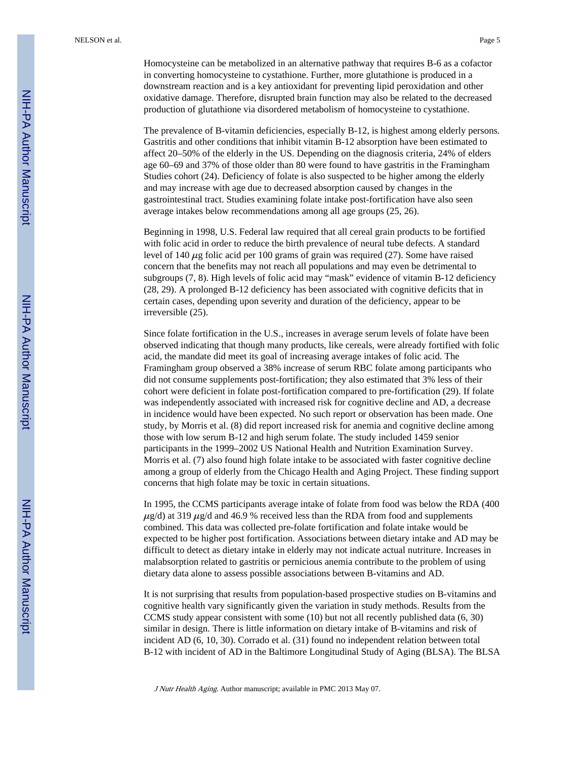Homocysteine can be metabolized in an alternative pathway that requires B-6 as a cofactor in converting homocysteine to cystathione. Further, more glutathione is produced in a downstream reaction and is a key antioxidant for preventing lipid peroxidation and other oxidative damage. Therefore, disrupted brain function may also be related to the decreased production of glutathione via disordered metabolism of homocysteine to cystathione.

The prevalence of B-vitamin deficiencies, especially B-12, is highest among elderly persons. Gastritis and other conditions that inhibit vitamin B-12 absorption have been estimated to affect 20–50% of the elderly in the US. Depending on the diagnosis criteria, 24% of elders age 60–69 and 37% of those older than 80 were found to have gastritis in the Framingham Studies cohort (24). Deficiency of folate is also suspected to be higher among the elderly and may increase with age due to decreased absorption caused by changes in the gastrointestinal tract. Studies examining folate intake post-fortification have also seen average intakes below recommendations among all age groups (25, 26).

Beginning in 1998, U.S. Federal law required that all cereal grain products to be fortified with folic acid in order to reduce the birth prevalence of neural tube defects. A standard level of 140 $\mu$g folic acid per 100 grams of grain was required (27). Some have raised concern that the benefits may not reach all populations and may even be detrimental to subgroups (7, 8). High levels of folic acid may "mask" evidence of vitamin B-12 deficiency (28, 29). A prolonged B-12 deficiency has been associated with cognitive deficits that in certain cases, depending upon severity and duration of the deficiency, appear to be irreversible (25).

Since folate fortification in the U.S., increases in average serum levels of folate have been observed indicating that though many products, like cereals, were already fortified with folic acid, the mandate did meet its goal of increasing average intakes of folic acid. The Framingham group observed a 38% increase of serum RBC folate among participants who did not consume supplements post-fortification; they also estimated that 3% less of their cohort were deficient in folate post-fortification compared to pre-fortification (29). If folate was independently associated with increased risk for cognitive decline and AD, a decrease in incidence would have been expected. No such report or observation has been made. One study, by Morris et al. (8) did report increased risk for anemia and cognitive decline among those with low serum B-12 and high serum folate. The study included 1459 senior participants in the 1999–2002 US National Health and Nutrition Examination Survey. Morris et al. (7) also found high folate intake to be associated with faster cognitive decline among a group of elderly from the Chicago Health and Aging Project. These finding support concerns that high folate may be toxic in certain situations.

In 1995, the CCMS participants average intake of folate from food was below the RDA (400 $\mu$g/d) at 319 $\mu$g/d and 46.9 % received less than the RDA from food and supplements combined. This data was collected pre-folate fortification and folate intake would be expected to be higher post fortification. Associations between dietary intake and AD may be difficult to detect as dietary intake in elderly may not indicate actual nutriture. Increases in malabsorption related to gastritis or pernicious anemia contribute to the problem of using dietary data alone to assess possible associations between B-vitamins and AD.

It is not surprising that results from population-based prospective studies on B-vitamins and cognitive health vary significantly given the variation in study methods. Results from the CCMS study appear consistent with some (10) but not all recently published data (6, 30) similar in design. There is little information on dietary intake of B-vitamins and risk of incident AD (6, 10, 30). Corrado et al. (31) found no independent relation between total B-12 with incident of AD in the Baltimore Longitudinal Study of Aging (BLSA). The BLSA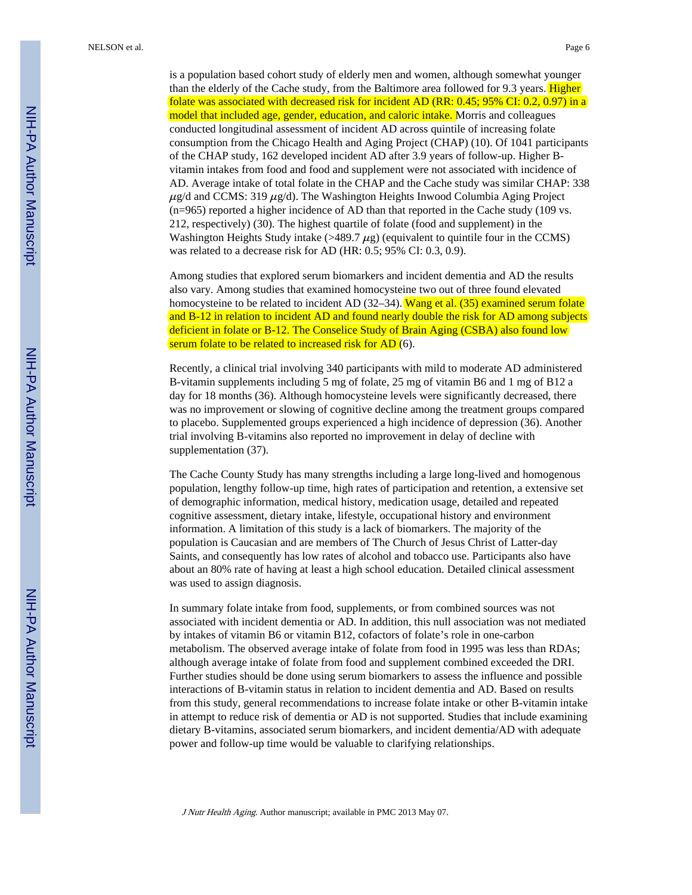is a population based cohort study of elderly men and women, although somewhat younger than the elderly of the Cache study, from the Baltimore area followed for 9.3 years. Higher folate was associated with decreased risk for incident AD (RR: 0.45; 95% CI: 0.2, 0.97) in a model that included age, gender, education, and caloric intake. Morris and colleagues conducted longitudinal assessment of incident AD across quintile of increasing folate consumption from the Chicago Health and Aging Project (CHAP) (10). Of 1041 participants of the CHAP study, 162 developed incident AD after 3.9 years of follow-up. Higher B-vitamin intakes from food and food and supplement were not associated with incidence of AD. Average intake of total folate in the CHAP and the Cache study was similar CHAP: 338 $\mu$g/d and CCMS: 319 $\mu$g/d). The Washington Heights Inwood Columbia Aging Project (n=965) reported a higher incidence of AD than that reported in the Cache study (109 vs. 212, respectively) (30). The highest quartile of folate (food and supplement) in the Washington Heights Study intake (>489.7 $\mu$g) (equivalent to quintile four in the CCMS) was related to a decrease risk for AD (HR: 0.5; 95% CI: 0.3, 0.9).

Among studies that explored serum biomarkers and incident dementia and AD the results also vary. Among studies that examined homocysteine two out of three found elevated homocysteine to be related to incident AD (32–34). Wang et al. (35) examined serum folate and B-12 in relation to incident AD and found nearly double the risk for AD among subjects deficient in folate or B-12. The Conselice Study of Brain Aging (CSBA) also found low serum folate to be related to increased risk for AD (6).

Recently, a clinical trial involving 340 participants with mild to moderate AD administered B-vitamin supplements including 5 mg of folate, 25 mg of vitamin B6 and 1 mg of B12 a day for 18 months (36). Although homocysteine levels were significantly decreased, there was no improvement or slowing of cognitive decline among the treatment groups compared to placebo. Supplemented groups experienced a high incidence of depression (36). Another trial involving B-vitamins also reported no improvement in delay of decline with supplementation (37).

The Cache County Study has many strengths including a large long-lived and homogenous population, lengthy follow-up time, high rates of participation and retention, a extensive set of demographic information, medical history, medication usage, detailed and repeated cognitive assessment, dietary intake, lifestyle, occupational history and environment information. A limitation of this study is a lack of biomarkers. The majority of the population is Caucasian and are members of The Church of Jesus Christ of Latter-day Saints, and consequently has low rates of alcohol and tobacco use. Participants also have about an 80% rate of having at least a high school education. Detailed clinical assessment was used to assign diagnosis.

In summary folate intake from food, supplements, or from combined sources was not associated with incident dementia or AD. In addition, this null association was not mediated by intakes of vitamin B6 or vitamin B12, cofactors of folate's role in one-carbon metabolism. The observed average intake of folate from food in 1995 was less than RDAs; although average intake of folate from food and supplement combined exceeded the DRI. Further studies should be done using serum biomarkers to assess the influence and possible interactions of B-vitamin status in relation to incident dementia and AD. Based on results from this study, general recommendations to increase folate intake or other B-vitamin intake in attempt to reduce risk of dementia or AD is not supported. Studies that include examining dietary B-vitamins, associated serum biomarkers, and incident dementia/AD with adequate power and follow-up time would be valuable to clarifying relationships.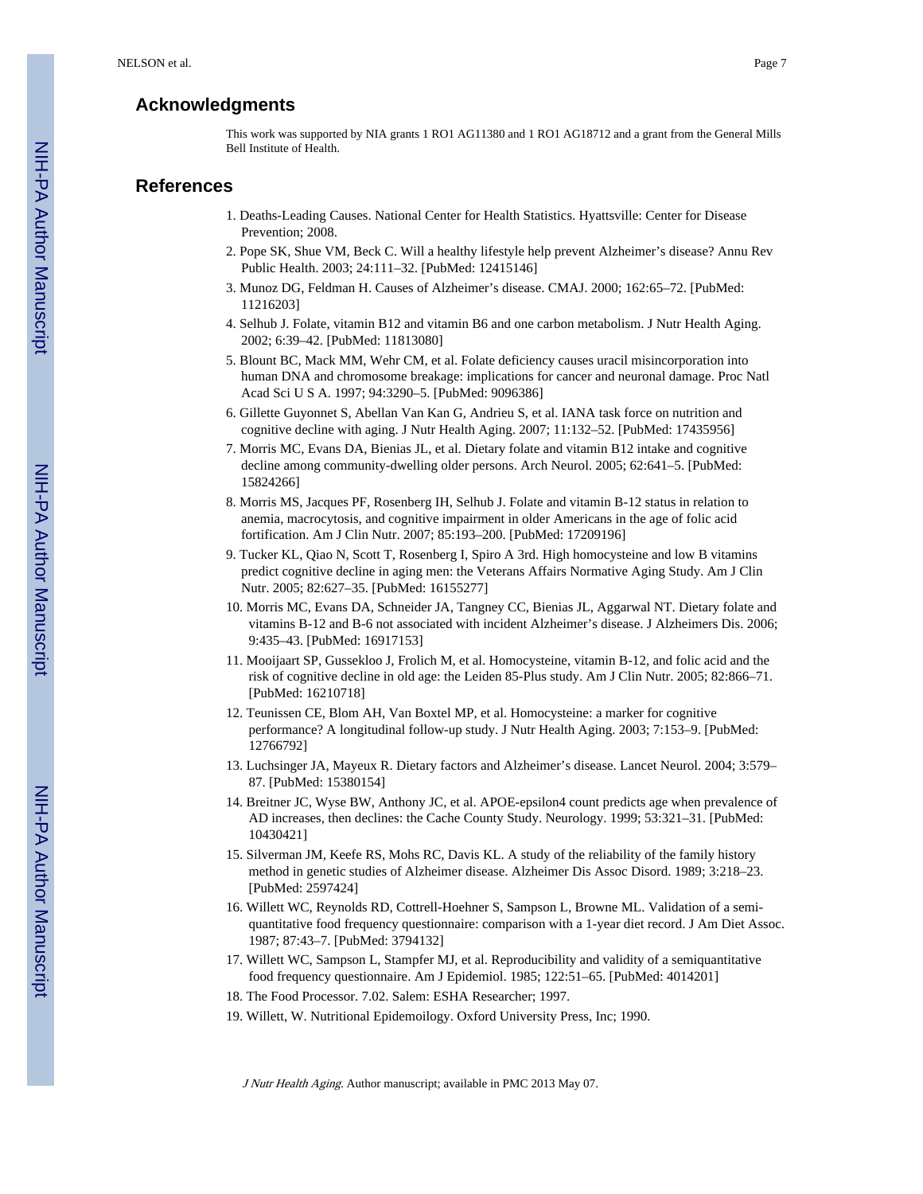## Acknowledgments

This work was supported by NIA grants 1 RO1 AG11380 and 1 RO1 AG18712 and a grant from the General Mills Bell Institute of Health.

## References

1. Deaths-Leading Causes. National Center for Health Statistics. Hyattsville: Center for Disease Prevention; 2008.
2. Pope SK, Shue VM, Beck C. Will a healthy lifestyle help prevent Alzheimer's disease? Annu Rev Public Health. 2003; 24:111–32. [PubMed: 12415146]
3. Munoz DG, Feldman H. Causes of Alzheimer's disease. CMAJ. 2000; 162:65–72. [PubMed: 11216203]
4. Selhub J. Folate, vitamin B12 and vitamin B6 and one carbon metabolism. J Nutr Health Aging. 2002; 6:39–42. [PubMed: 11813080]
5. Blount BC, Mack MM, Wehr CM, et al. Folate deficiency causes uracil misincorporation into human DNA and chromosome breakage: implications for cancer and neuronal damage. Proc Natl Acad Sci U S A. 1997; 94:3290–5. [PubMed: 9096386]
6. Gillette Guyonnet S, Abellan Van Kan G, Andrieu S, et al. IANA task force on nutrition and cognitive decline with aging. J Nutr Health Aging. 2007; 11:132–52. [PubMed: 17435956]
7. Morris MC, Evans DA, Bienias JL, et al. Dietary folate and vitamin B12 intake and cognitive decline among community-dwelling older persons. Arch Neurol. 2005; 62:641–5. [PubMed: 15824266]
8. Morris MS, Jacques PF, Rosenberg IH, Selhub J. Folate and vitamin B-12 status in relation to anemia, macrocytosis, and cognitive impairment in older Americans in the age of folic acid fortification. Am J Clin Nutr. 2007; 85:193–200. [PubMed: 17209196]
9. Tucker KL, Qiao N, Scott T, Rosenberg I, Spiro A 3rd. High homocysteine and low B vitamins predict cognitive decline in aging men: the Veterans Affairs Normative Aging Study. Am J Clin Nutr. 2005; 82:627–35. [PubMed: 16155277]
10. Morris MC, Evans DA, Schneider JA, Tangney CC, Bienias JL, Aggarwal NT. Dietary folate and vitamins B-12 and B-6 not associated with incident Alzheimer's disease. J Alzheimers Dis. 2006; 9:435–43. [PubMed: 16917153]
11. Mooijaart SP, Gussekloo J, Frolich M, et al. Homocysteine, vitamin B-12, and folic acid and the risk of cognitive decline in old age: the Leiden 85-Plus study. Am J Clin Nutr. 2005; 82:866–71. [PubMed: 16210718]
12. Teunissen CE, Blom AH, Van Boxtel MP, et al. Homocysteine: a marker for cognitive performance? A longitudinal follow-up study. J Nutr Health Aging. 2003; 7:153–9. [PubMed: 12766792]
13. Luchsinger JA, Mayeux R. Dietary factors and Alzheimer's disease. Lancet Neurol. 2004; 3:579–87. [PubMed: 15380154]
14. Breitner JC, Wyse BW, Anthony JC, et al. APOE-epsilon4 count predicts age when prevalence of AD increases, then declines: the Cache County Study. Neurology. 1999; 53:321–31. [PubMed: 10430421]
15. Silverman JM, Keefe RS, Mohs RC, Davis KL. A study of the reliability of the family history method in genetic studies of Alzheimer disease. Alzheimer Dis Assoc Disord. 1989; 3:218–23. [PubMed: 2597424]
16. Willett WC, Reynolds RD, Cottrell-Hoehner S, Sampson L, Browne ML. Validation of a semi-quantitative food frequency questionnaire: comparison with a 1-year diet record. J Am Diet Assoc. 1987; 87:43–7. [PubMed: 3794132]
17. Willett WC, Sampson L, Stampfer MJ, et al. Reproducibility and validity of a semiquantitative food frequency questionnaire. Am J Epidemiol. 1985; 122:51–65. [PubMed: 4014201]
18. The Food Processor. 7.02. Salem: ESHA Researcher; 1997.
19. Willett, W. Nutritional Epidemoilogy. Oxford University Press, Inc; 1990.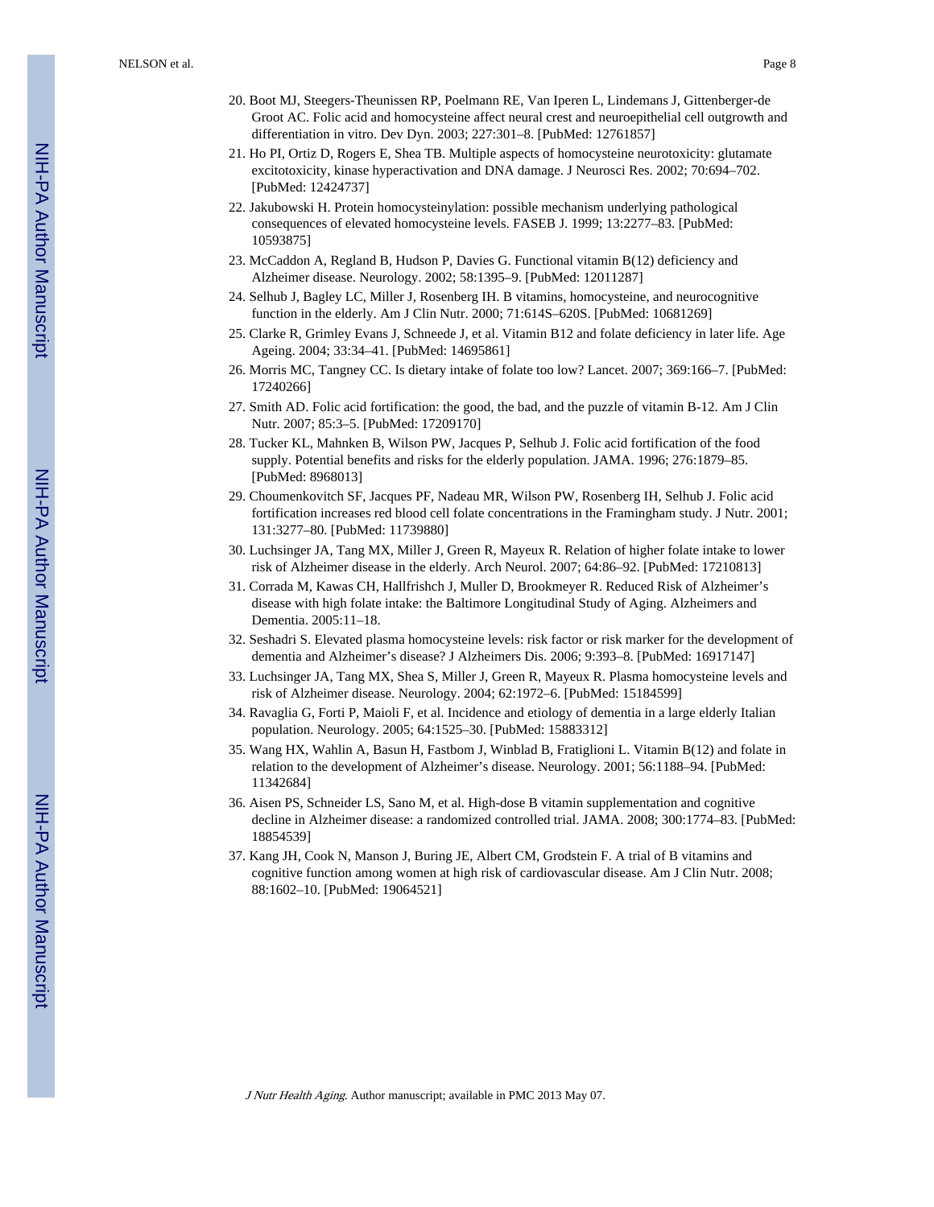20. Boot MJ, Steegers-Theunissen RP, Poelmann RE, Van Iperen L, Lindemans J, Gittenberger-de Groot AC. Folic acid and homocysteine affect neural crest and neuroepithelial cell outgrowth and differentiation in vitro. Dev Dyn. 2003; 227:301–8. [PubMed: 12761857]
21. Ho PI, Ortiz D, Rogers E, Shea TB. Multiple aspects of homocysteine neurotoxicity: glutamate excitotoxicity, kinase hyperactivation and DNA damage. J Neurosci Res. 2002; 70:694–702. [PubMed: 12424737]
22. Jakubowski H. Protein homocysteinylation: possible mechanism underlying pathological consequences of elevated homocysteine levels. FASEB J. 1999; 13:2277–83. [PubMed: 10593875]
23. McCaddon A, Regland B, Hudson P, Davies G. Functional vitamin B(12) deficiency and Alzheimer disease. Neurology. 2002; 58:1395–9. [PubMed: 12011287]
24. Selhub J, Bagley LC, Miller J, Rosenberg IH. B vitamins, homocysteine, and neurocognitive function in the elderly. Am J Clin Nutr. 2000; 71:614S–620S. [PubMed: 10681269]
25. Clarke R, Grimley Evans J, Schneede J, et al. Vitamin B12 and folate deficiency in later life. Age Ageing. 2004; 33:34–41. [PubMed: 14695861]
26. Morris MC, Tangney CC. Is dietary intake of folate too low? Lancet. 2007; 369:166–7. [PubMed: 17240266]
27. Smith AD. Folic acid fortification: the good, the bad, and the puzzle of vitamin B-12. Am J Clin Nutr. 2007; 85:3–5. [PubMed: 17209170]
28. Tucker KL, Mahnken B, Wilson PW, Jacques P, Selhub J. Folic acid fortification of the food supply. Potential benefits and risks for the elderly population. JAMA. 1996; 276:1879–85. [PubMed: 8968013]
29. Choumenkovitch SF, Jacques PF, Nadeau MR, Wilson PW, Rosenberg IH, Selhub J. Folic acid fortification increases red blood cell folate concentrations in the Framingham study. J Nutr. 2001; 131:3277–80. [PubMed: 11739880]
30. Luchsinger JA, Tang MX, Miller J, Green R, Mayeux R. Relation of higher folate intake to lower risk of Alzheimer disease in the elderly. Arch Neurol. 2007; 64:86–92. [PubMed: 17210813]
31. Corrada M, Kawas CH, Hallfrishch J, Muller D, Brookmeyer R. Reduced Risk of Alzheimer's disease with high folate intake: the Baltimore Longitudinal Study of Aging. Alzheimers and Dementia. 2005:11–18.
32. Seshadri S. Elevated plasma homocysteine levels: risk factor or risk marker for the development of dementia and Alzheimer's disease? J Alzheimers Dis. 2006; 9:393–8. [PubMed: 16917147]
33. Luchsinger JA, Tang MX, Shea S, Miller J, Green R, Mayeux R. Plasma homocysteine levels and risk of Alzheimer disease. Neurology. 2004; 62:1972–6. [PubMed: 15184599]
34. Ravaglia G, Forti P, Maioli F, et al. Incidence and etiology of dementia in a large elderly Italian population. Neurology. 2005; 64:1525–30. [PubMed: 15883312]
35. Wang HX, Wahlin A, Basun H, Fastbom J, Winblad B, Fratiglioni L. Vitamin B(12) and folate in relation to the development of Alzheimer's disease. Neurology. 2001; 56:1188–94. [PubMed: 11342684]
36. Aisen PS, Schneider LS, Sano M, et al. High-dose B vitamin supplementation and cognitive decline in Alzheimer disease: a randomized controlled trial. JAMA. 2008; 300:1774–83. [PubMed: 18854539]
37. Kang JH, Cook N, Manson J, Buring JE, Albert CM, Grodstein F. A trial of B vitamins and cognitive function among women at high risk of cardiovascular disease. Am J Clin Nutr. 2008; 88:1602–10. [PubMed: 19064521]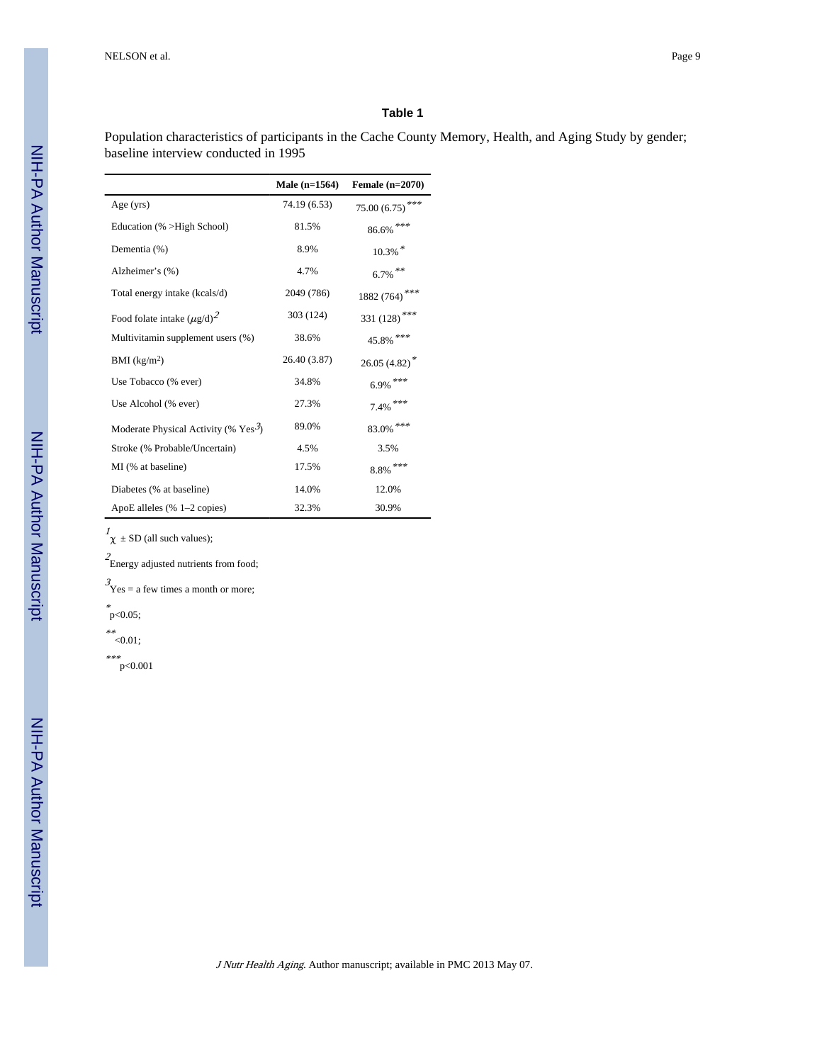### Table 1

Population characteristics of participants in the Cache County Memory, Health, and Aging Study by gender; baseline interview conducted in 1995

| | Male (n=1564) | Female (n=2070) |
|---|---|---|
| Age (yrs) | 74.19 (6.53) | 75.00 (6.75)*** |
| Education (% >High School) | 81.5% | 86.6%*** |
| Dementia (%) | 8.9% | 10.3%* |
| Alzheimer's (%) | 4.7% | 6.7%** |
| Total energy intake (kcals/d) | 2049 (786) | 1882 (764)*** |
| Food folate intake ($\mu$g/d)[2] | 303 (124) | 331 (128)*** |
| Multivitamin supplement users (%) | 38.6% | 45.8%*** |
| BMI (kg/m$^2$) | 26.40 (3.87) | 26.05 (4.82)* |
| Use Tobacco (% ever) | 34.8% | 6.9%*** |
| Use Alcohol (% ever) | 27.3% | 7.4%*** |
| Moderate Physical Activity (% Yes[3]) | 89.0% | 83.0%*** |
| Stroke (% Probable/Uncertain) | 4.5% | 3.5% |
| MI (% at baseline) | 17.5% | 8.8%*** |
| Diabetes (% at baseline) | 14.0% | 12.0% |
| ApoE alleles (% 1–2 copies) | 32.3% | 30.9% |

[1] $\chi$ ± SD (all such values);

[2] Energy adjusted nutrients from food;

[3] Yes = a few times a month or more;

* p<0.05;

** <0.01;

*** p<0.001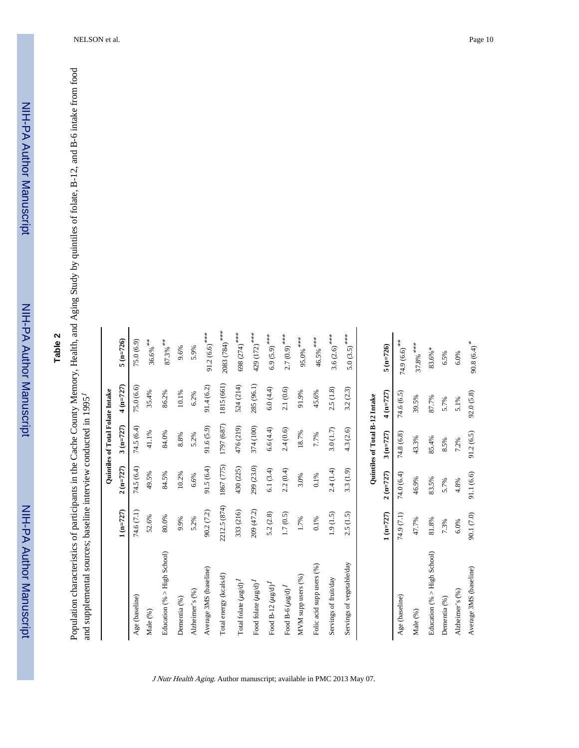## Table 2

Population characteristics of participants in the Cache County Memory, Health, and Aging Study by quintiles of folate, B-12, and B-6 intake from food and supplemental sources; baseline interview conducted in 1995[1]

| | Quintiles of Total Folate Intake | | | | |
|---|---|---|---|---|---|
| | 1 (n=727) | 2 (n=727) | 3 (n=727) | 4 (n=727) | 5 (n=726) |
| Age (baseline) | 74.6 (7.1) | 74.5 (6.4) | 74.5 (6.4) | 75.0 (6.6) | 75.0 (6.9) |
| Male (%) | 52.6% | 49.5% | 41.1% | 35.4% | 36.6%** |
| Education (% > High School) | 80.0% | 84.5% | 84.0% | 86.2% | 87.3%** |
| Dementia (%) | 9.9% | 10.2% | 8.8% | 10.1% | 9.6% |
| Alzheimer's (%) | 5.2% | 6.6% | 5.2% | 6.2% | 5.9% |
| Average 3MS (baseline) | 90.2 (7.2) | 91.5 (6.4) | 91.6 (5.9) | 91.4 (6.2) | 91.2 (6.6)*** |
| Total energy (kcals/d) | 2212.5 (874) | 1867 (775) | 1797 (687) | 1815 (661) | 2083 (784)*** |
| Total folate ($\mu$g/d)[1] | 333 (216) | 430 (225) | 476 (219) | 524 (214) | 698 (274)*** |
| Food folate ($\mu$g/d)[1] | 209 (47.2) | 299 (23.0) | 374 (100) | 285 (96.1) | 429 (172)*** |
| Food B-12 ($\mu$g/d)[1] | 5.2 (2.8) | 6.1 (3.4) | 6.6 (4.4) | 6.0 (4.4) | 6.9 (5.9)*** |
| Food B-6 ($\mu$g/d)[1] | 1.7 (0.5) | 2.2 (0.4) | 2.4 (0.6) | 2.1 (0.6) | 2.7 (0.9)*** |
| MVM supp users (%) | 1.7% | 3.0% | 18.7% | 91.9% | 95.0%*** |
| Folic acid supp users (%) | 0.1% | 0.1% | 7.7% | 45.6% | 46.5%*** |
| Servings of fruit/day | 1.9 (1.5) | 2.4 (1.4) | 3.0 (1.7) | 2.5 (1.8) | 3.6 (2.6)*** |
| Servings of vegetable/day | 2.5 (1.5) | 3.3 (1.9) | 4.3 (2.6) | 3.2 (2.3) | 5.0 (3.5)*** |

| | Quintiles of Total B-12 Intake | | | | |
|---|---|---|---|---|---|
| | 1 (n=727) | 2 (n=727) | 3 (n=727) | 4 (n=727) | 5 (n=726) |
| Age (baseline) | 74.9 (7.1) | 74.0 (6.4) | 74.8 (6.8) | 74.6 (6.5) | 74.9 (6.6)** |
| Male (%) | 47.7% | 46.9% | 43.3% | 39.5% | 37.8%*** |
| Education (% > High School) | 81.8% | 83.5% | 85.4% | 87.7% | 83.6%* |
| Dementia (%) | 7.3% | 5.7% | 8.5% | 5.7% | 6.5% |
| Alzheimer's (%) | 6.0% | 4.8% | 7.2% | 5.1% | 6.0% |
| Average 3MS (baseline) | 90.1 (7.0) | 91.1 (6.6) | 91.2 (6.5) | 92.0 (5.8) | 90.8 (6.4)* |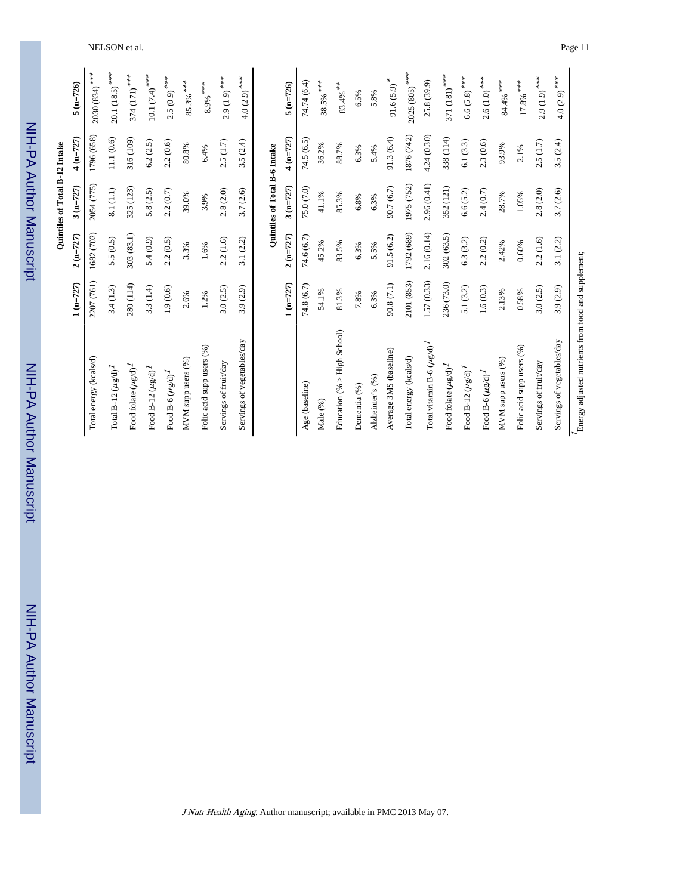|  | Quintiles of Total B-12 Intake |  |  |  |  |
| --- | --- | --- | --- | --- | --- |
|  | 1 (n=727) | 2 (n=727) | 3 (n=727) | 4 (n=727) | 5 (n=726) |
| Total energy (kcals/d) | 2207 (761) | 1682 (702) | 2054 (775) | 1796 (658) | 2030 (834)*** |
| Total B-12 ($\mu$g/d)[1] | 3.4 (1.3) | 5.5 (0.5) | 8.1 (1.1) | 11.1 (0.6) | 20.1 (18.5)*** |
| Food folate ($\mu$g/d)[1] | 280 (114) | 303 (83.1) | 325 (123) | 316 (109) | 374 (171)*** |
| Food B-12 ($\mu$g/d)[1] | 3.3 (1.4) | 5.4 (0.9) | 5.8 (2.5) | 6.2 (2.5) | 10.1 (7.4)*** |
| Food B-6 ($\mu$g/d)[1] | 1.9 (0.6) | 2.2 (0.5) | 2.2 (0.7) | 2.2 (0.6) | 2.5 (0.9)*** |
| MVM supp users (%) | 2.6% | 3.3% | 39.0% | 80.8% | 85.3%*** |
| Folic acid supp users (%) | 1.2% | 1.6% | 3.9% | 6.4% | 8.9%*** |
| Servings of fruit/day | 3.0 (2.5) | 2.2 (1.6) | 2.8 (2.0) | 2.5 (1.7) | 2.9 (1.9)*** |
| Servings of vegetables/day | 3.9 (2.9) | 3.1 (2.2) | 3.7 (2.6) | 3.5 (2.4) | 4.0 (2.9)*** |

|  | Quintiles of Total B-6 Intake |  |  |  |  |
| --- | --- | --- | --- | --- | --- |
|  | 1 (n=727) | 2 (n=727) | 3 (n=727) | 4 (n=727) | 5 (n=726) |
| Age (baseline) | 74.8 (6.7) | 74.6 (6.7) | 75.0 (7.0) | 74.5 (6.5) | 74.74 (6.4) |
| Male (%) | 54.1% | 45.2% | 41.1% | 36.2% | 38.5%*** |
| Education (% > High School) | 81.3% | 83.5% | 85.3% | 88.7% | 83.4%** |
| Dementia (%) | 7.8% | 6.3% | 6.8% | 6.3% | 6.5% |
| Alzheimer's (%) | 6.3% | 5.5% | 6.3% | 5.4% | 5.8% |
| Average 3MS (baseline) | 90.8 (7.1) | 91.5 (6.2) | 90.7 (6.7) | 91.3 (6.4) | 91.6 (5.9)* |
| Total energy (kcals/d) | 2101 (853) | 1792 (689) | 1975 (752) | 1876 (742) | 2025 (805)*** |
| Total vitamin B-6 ($\mu$g/d)[1] | 1.57 (0.33) | 2.16 (0.14) | 2.96 (0.41) | 4.24 (0.30) | 25.8 (39.9) |
| Food folate ($\mu$g/d)[1] | 236 (73.0) | 302 (63.5) | 352 (121) | 338 (114) | 371 (181)*** |
| Food B-12 ($\mu$g/d)[1] | 5.1 (3.2) | 6.3 (3.2) | 6.6 (5.2) | 6.1 (3.3) | 6.6 (5.8)*** |
| Food B-6 ($\mu$g/d)[1] | 1.6 (0.3) | 2.2 (0.2) | 2.4 (0.7) | 2.3 (0.6) | 2.6 (1.0)*** |
| MVM supp users (%) | 2.13% | 2.42% | 28.7% | 93.9% | 84.4%*** |
| Folic acid supp users (%) | 0.58% | 0.60% | 1.05% | 2.1% | 17.8%*** |
| Servings of fruit/day | 3.0 (2.5) | 2.2 (1.6) | 2.8 (2.0) | 2.5 (1.7) | 2.9 (1.9)*** |
| Servings of vegetables/day | 3.9 (2.9) | 3.1 (2.2) | 3.7 (2.6) | 3.5 (2.4) | 4.0 (2.9)*** |

[1]Energy adjusted nutrients from food and supplement;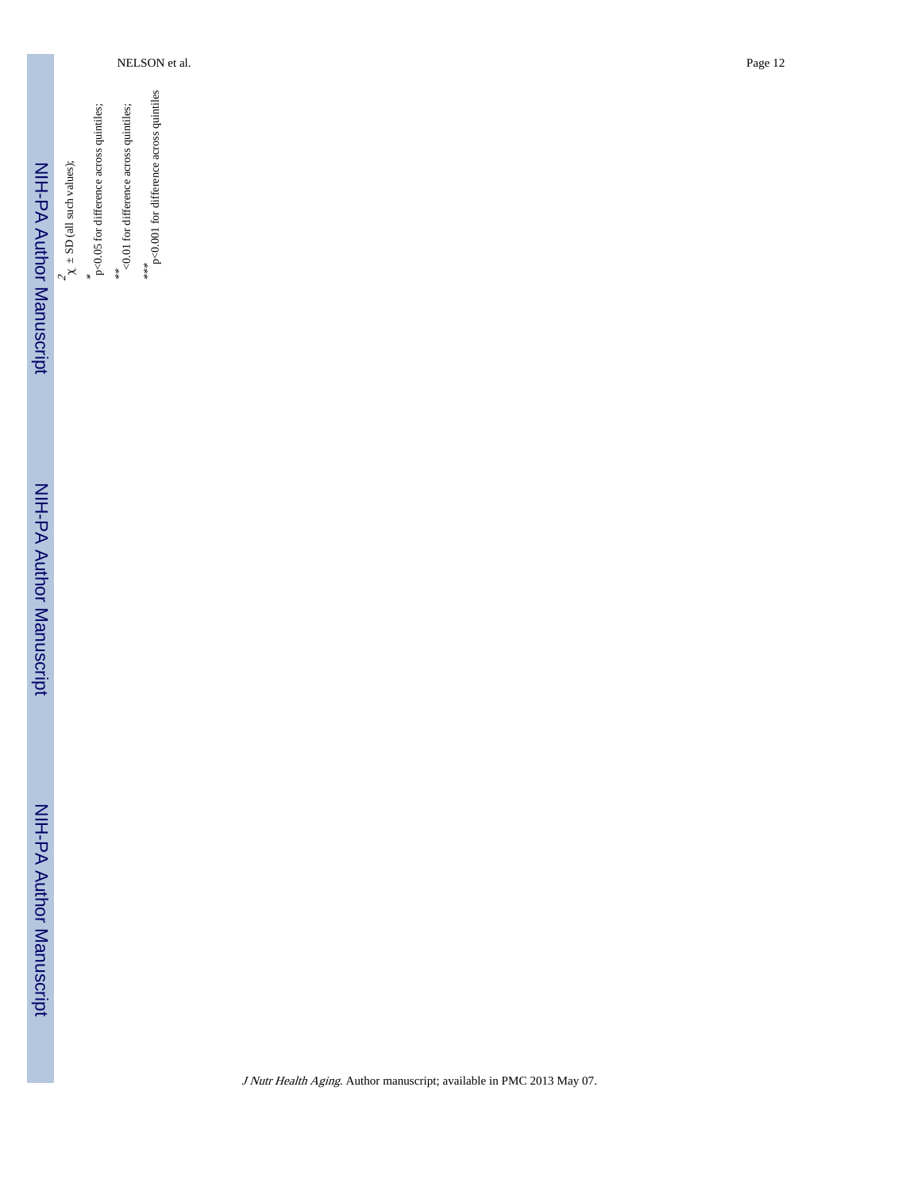[2] $\bar{x}$ ± SD (all such values);

[*] p<0.05 for difference across quintiles;

[**] <0.01 for difference across quintiles;

[***] p<0.001 for difference across quintiles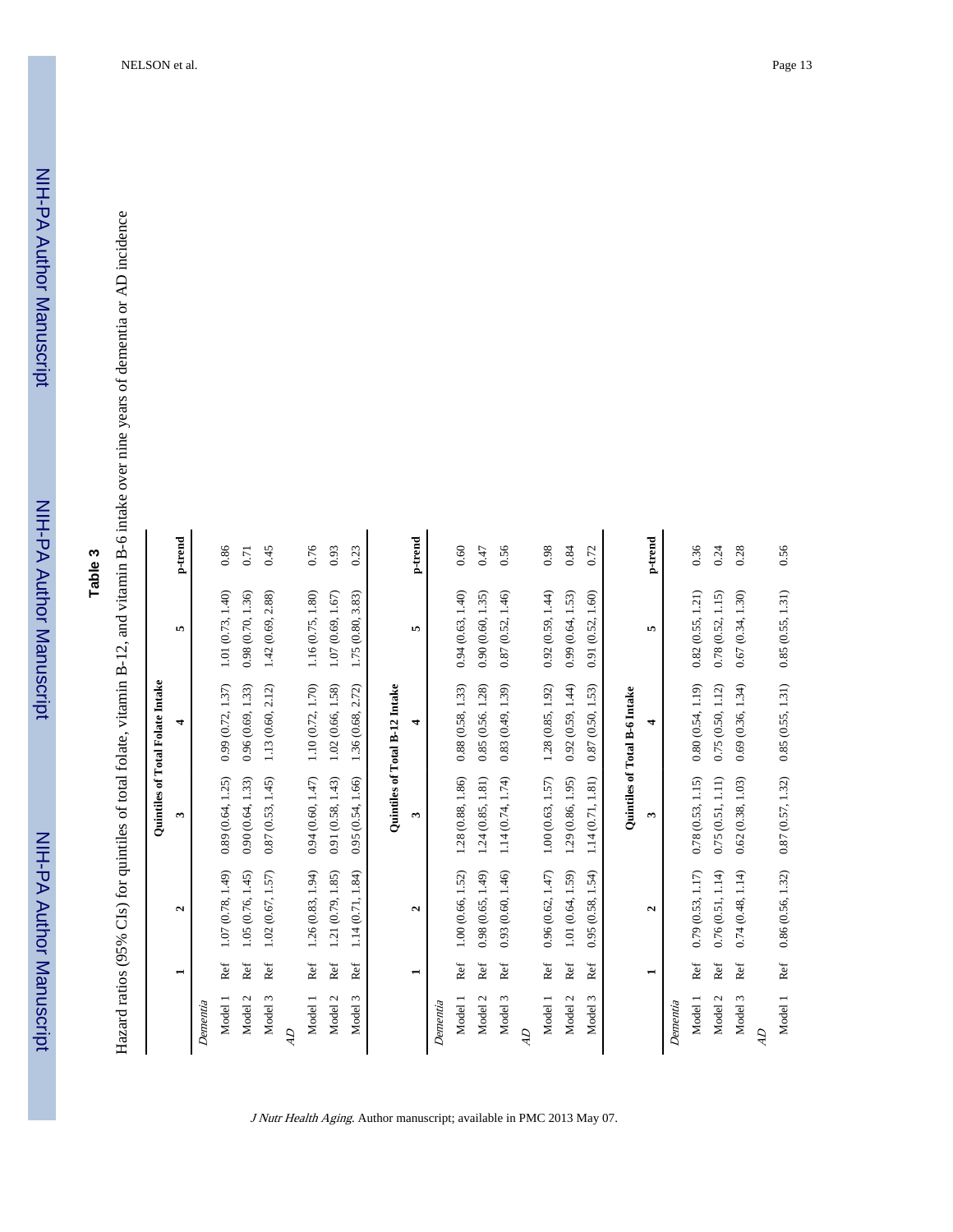**Table 3**

Hazard ratios (95% CIs) for quintiles of total folate, vitamin B-12, and vitamin B-6 intake over nine years of dementia or AD incidence

| | Quintiles of Total Folate Intake | | | | | |
|---|---|---|---|---|---|---|
| | 1 | 2 | 3 | 4 | 5 | p-trend |
| *Dementia* | | | | | | |
| Model 1 | Ref | 1.07 (0.78, 1.49) | 0.89 (0.64, 1.25) | 0.99 (0.72, 1.37) | 1.01 (0.73, 1.40) | 0.86 |
| Model 2 | Ref | 1.05 (0.76, 1.45) | 0.90 (0.64, 1.33) | 0.96 (0.69, 1.33) | 0.98 (0.70, 1.36) | 0.71 |
| Model 3 | Ref | 1.02 (0.67, 1.57) | 0.87 (0.53, 1.45) | 1.13 (0.60, 2.12) | 1.42 (0.69, 2.88) | 0.45 |
| *AD* | | | | | | |
| Model 1 | Ref | 1.26 (0.83, 1.94) | 0.94 (0.60, 1.47) | 1.10 (0.72, 1.70) | 1.16 (0.75, 1.80) | 0.76 |
| Model 2 | Ref | 1.21 (0.79, 1.85) | 0.91 (0.58, 1.43) | 1.02 (0.66, 1.58) | 1.07 (0.69, 1.67) | 0.93 |
| Model 3 | Ref | 1.14 (0.71, 1.84) | 0.95 (0.54, 1.66) | 1.36 (0.68, 2.72) | 1.75 (0.80, 3.83) | 0.23 |

| | Quintiles of Total B-12 Intake | | | | | |
|---|---|---|---|---|---|---|
| | 1 | 2 | 3 | 4 | 5 | p-trend |
| *Dementia* | | | | | | |
| Model 1 | Ref | 1.00 (0.66, 1.52) | 1.28 (0.88, 1.86) | 0.88 (0.58, 1.33) | 0.94 (0.63, 1.40) | 0.60 |
| Model 2 | Ref | 0.98 (0.65, 1.49) | 1.24 (0.85, 1.81) | 0.85 (0.56. 1.28) | 0.90 (0.60, 1.35) | 0.47 |
| Model 3 | Ref | 0.93 (0.60, 1.46) | 1.14 (0.74, 1.74) | 0.83 (0.49, 1.39) | 0.87 (0.52, 1.46) | 0.56 |
| *AD* | | | | | | |
| Model 1 | Ref | 0.96 (0.62, 1.47) | 1.00 (0.63, 1.57) | 1.28 (0.85, 1.92) | 0.92 (0.59, 1.44) | 0.98 |
| Model 2 | Ref | 1.01 (0.64, 1.59) | 1.29 (0.86, 1.95) | 0.92 (0.59, 1.44) | 0.99 (0.64, 1.53) | 0.84 |
| Model 3 | Ref | 0.95 (0.58, 1.54) | 1.14 (0.71, 1.81) | 0.87 (0.50, 1.53) | 0.91 (0.52, 1.60) | 0.72 |

| | Quintiles of Total B-6 Intake | | | | | |
|---|---|---|---|---|---|---|
| | 1 | 2 | 3 | 4 | 5 | p-trend |
| *Dementia* | | | | | | |
| Model 1 | Ref | 0.79 (0.53, 1.17) | 0.78 (0.53, 1.15) | 0.80 (0.54, 1.19) | 0.82 (0.55, 1.21) | 0.36 |
| Model 2 | Ref | 0.76 (0.51, 1.14) | 0.75 (0.51, 1.11) | 0.75 (0.50, 1.12) | 0.78 (0.52, 1.15) | 0.24 |
| Model 3 | Ref | 0.74 (0.48, 1.14) | 0.62 (0.38, 1.03) | 0.69 (0.36, 1.34) | 0.67 (0.34, 1.30) | 0.28 |
| *AD* | | | | | | |
| Model 1 | Ref | 0.86 (0.56, 1.32) | 0.87 (0.57, 1.32) | 0.85 (0.55, 1.31) | 0.85 (0.55, 1.31) | 0.56 |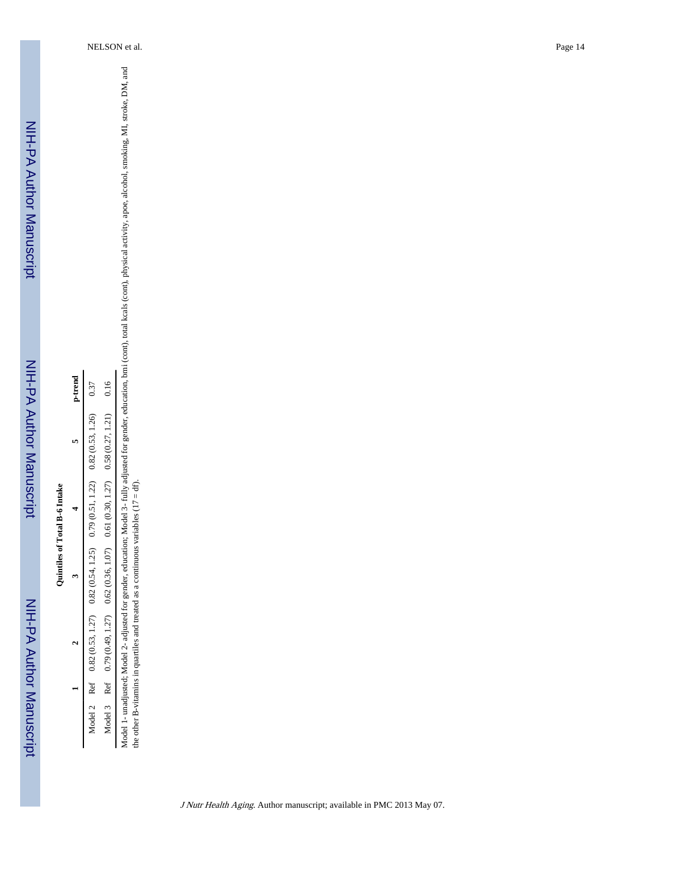| | Quintiles of Total B-6 Intake | | | | | |
|---|---|---|---|---|---|---|
| | 1 | 2 | 3 | 4 | 5 | p-trend |
| Model 2 | Ref | 0.82 (0.53, 1.27) | 0.82 (0.54, 1.25) | 0.79 (0.51, 1.22) | 0.82 (0.53, 1.26) | 0.37 |
| Model 3 | Ref | 0.79 (0.49, 1.27) | 0.62 (0.36, 1.07) | 0.61 (0.30, 1.27) | 0.58 (0.27, 1.21) | 0.16 |

Model 1- unadjusted; Model 2- adjusted for gender, education; Model 3- fully adjusted for gender, education, bmi (cont), total kcals (cont), physical activity, apoe, alcohol, smoking, MI, stroke, DM, and the other B-vitamins in quartiles and treated as a continuous variables (17 = df).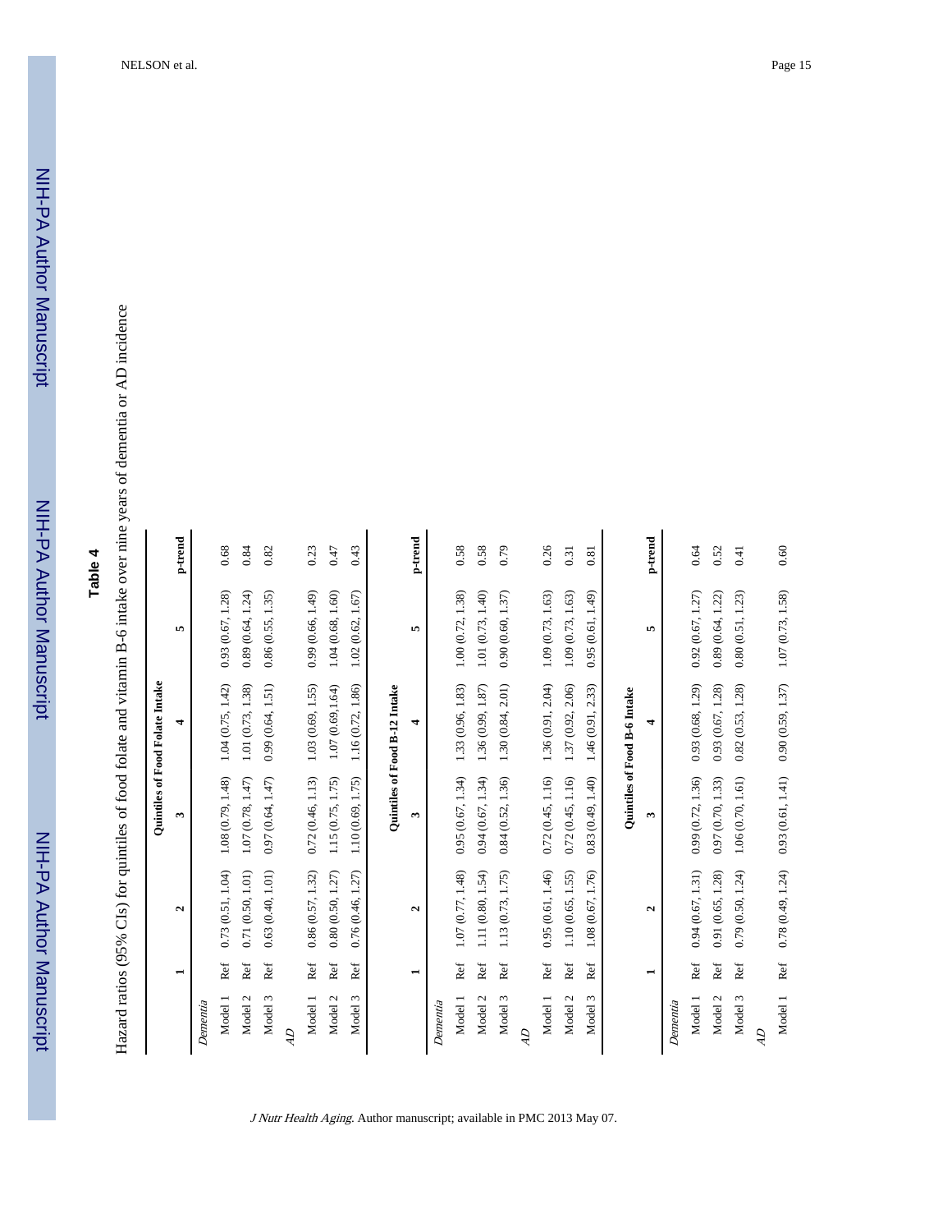**Table 4**

Hazard ratios (95% CIs) for quintiles of food folate and vitamin B-6 intake over nine years of dementia or AD incidence

| | Quintiles of Food Folate Intake | | | | | |
|---|---|---|---|---|---|---|
| | 1 | 2 | 3 | 4 | 5 | p-trend |
| *Dementia* | | | | | | |
| Model 1 | Ref | 0.73 (0.51, 1.04) | 1.08 (0.79, 1.48) | 1.04 (0.75, 1.42) | 0.93 (0.67, 1.28) | 0.68 |
| Model 2 | Ref | 0.71 (0.50, 1.01) | 1.07 (0.78, 1.47) | 1.01 (0.73, 1.38) | 0.89 (0.64, 1.24) | 0.84 |
| Model 3 | Ref | 0.63 (0.40, 1.01) | 0.97 (0.64, 1.47) | 0.99 (0.64, 1.51) | 0.86 (0.55, 1.35) | 0.82 |
| *AD* | | | | | | |
| Model 1 | Ref | 0.86 (0.57, 1.32) | 0.72 (0.46, 1.13) | 1.03 (0.69, 1.55) | 0.99 (0.66, 1.49) | 0.23 |
| Model 2 | Ref | 0.80 (0.50, 1.27) | 1.15 (0.75, 1.75) | 1.07 (0.69,1.64) | 1.04 (0.68, 1.60) | 0.47 |
| Model 3 | Ref | 0.76 (0.46, 1.27) | 1.10 (0.69, 1.75) | 1.16 (0.72, 1.86) | 1.02 (0.62, 1.67) | 0.43 |

| | Quintiles of Food B-12 Intake | | | | | |
|---|---|---|---|---|---|---|
| | 1 | 2 | 3 | 4 | 5 | p-trend |
| *Dementia* | | | | | | |
| Model 1 | Ref | 1.07 (0.77, 1.48) | 0.95 (0.67, 1.34) | 1.33 (0.96, 1.83) | 1.00 (0.72, 1.38) | 0.58 |
| Model 2 | Ref | 1.11 (0.80, 1.54) | 0.94 (0.67, 1.34) | 1.36 (0.99, 1.87) | 1.01 (0.73, 1.40) | 0.58 |
| Model 3 | Ref | 1.13 (0.73, 1.75) | 0.84 (0.52, 1.36) | 1.30 (0.84, 2.01) | 0.90 (0.60, 1.37) | 0.79 |
| *AD* | | | | | | |
| Model 1 | Ref | 0.95 (0.61, 1.46) | 0.72 (0.45, 1.16) | 1.36 (0.91, 2.04) | 1.09 (0.73, 1.63) | 0.26 |
| Model 2 | Ref | 1.10 (0.65, 1.55) | 0.72 (0.45, 1.16) | 1.37 (0.92, 2.06) | 1.09 (0.73, 1.63) | 0.31 |
| Model 3 | Ref | 1.08 (0.67, 1.76) | 0.83 (0.49, 1.40) | 1.46 (0.91, 2.33) | 0.95 (0.61, 1.49) | 0.81 |

| | Quintiles of Food B-6 Intake | | | | | |
|---|---|---|---|---|---|---|
| | 1 | 2 | 3 | 4 | 5 | p-trend |
| *Dementia* | | | | | | |
| Model 1 | Ref | 0.94 (0.67, 1.31) | 0.99 (0.72, 1.36) | 0.93 (0.68, 1.29) | 0.92 (0.67, 1.27) | 0.64 |
| Model 2 | Ref | 0.91 (0.65, 1.28) | 0.97 (0.70, 1.33) | 0.93 (0.67, 1.28) | 0.89 (0.64, 1.22) | 0.52 |
| Model 3 | Ref | 0.79 (0.50, 1.24) | 1.06 (0.70, 1.61) | 0.82 (0.53, 1.28) | 0.80 (0.51, 1.23) | 0.41 |
| *AD* | | | | | | |
| Model 1 | Ref | 0.78 (0.49, 1.24) | 0.93 (0.61, 1.41) | 0.90 (0.59, 1.37) | 1.07 (0.73, 1.58) | 0.60 |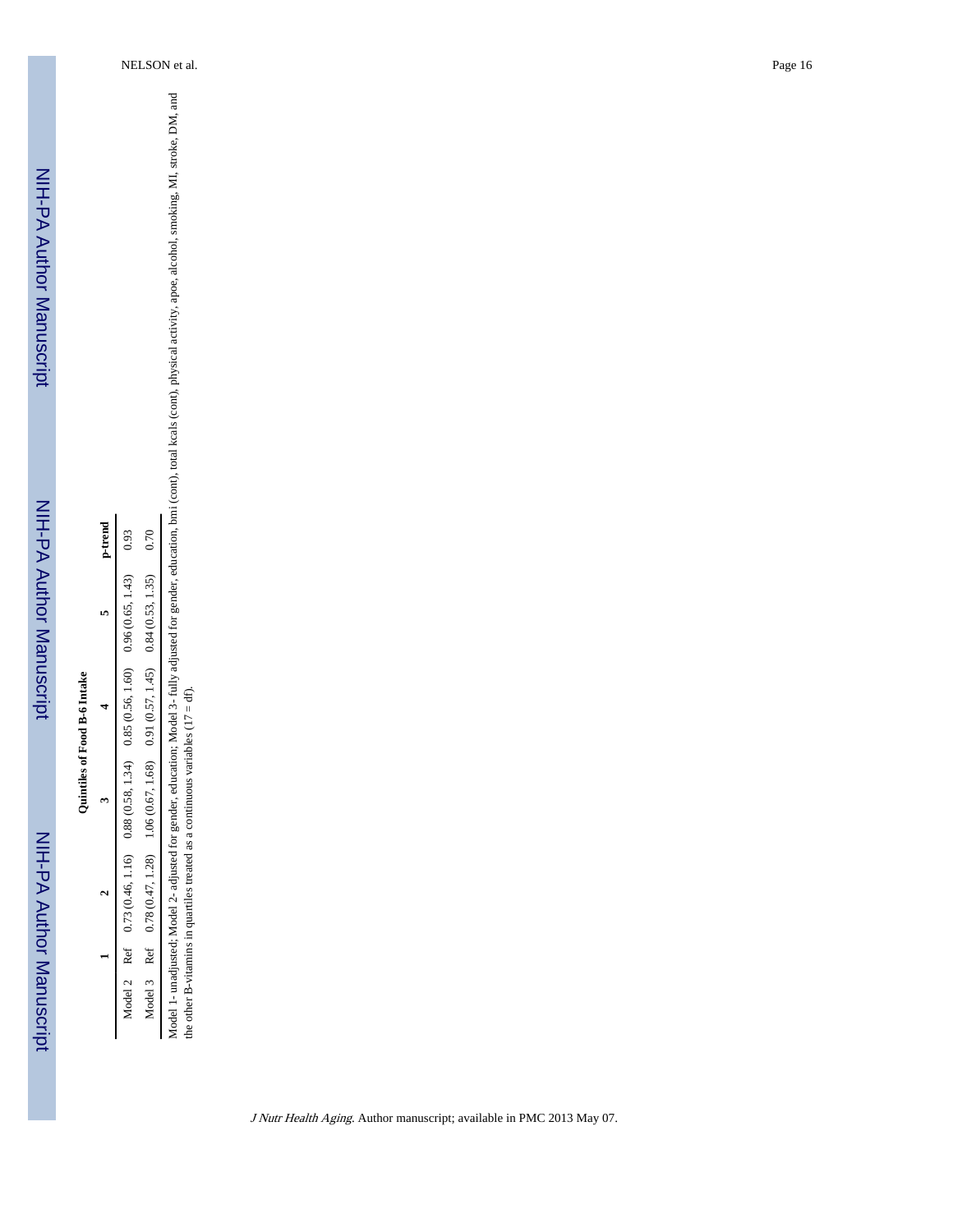| | Quintiles of Food B-6 Intake | | | | | |
|---|---|---|---|---|---|---|
| | 1 | 2 | 3 | 4 | 5 | p-trend |
| Model 2 | Ref | 0.73 (0.46, 1.16) | 0.88 (0.58, 1.34) | 0.85 (0.56, 1.60) | 0.96 (0.65, 1.43) | 0.93 |
| Model 3 | Ref | 0.78 (0.47, 1.28) | 1.06 (0.67, 1.68) | 0.91 (0.57, 1.45) | 0.84 (0.53, 1.35) | 0.70 |

Model 1- unadjusted; Model 2- adjusted for gender, education; Model 3- fully adjusted for gender, education, bmi (cont), total kcals (cont), physical activity, apoe, alcohol, smoking, MI, stroke, DM, and the other B-vitamins in quartiles treated as a continuous variables (17 = df).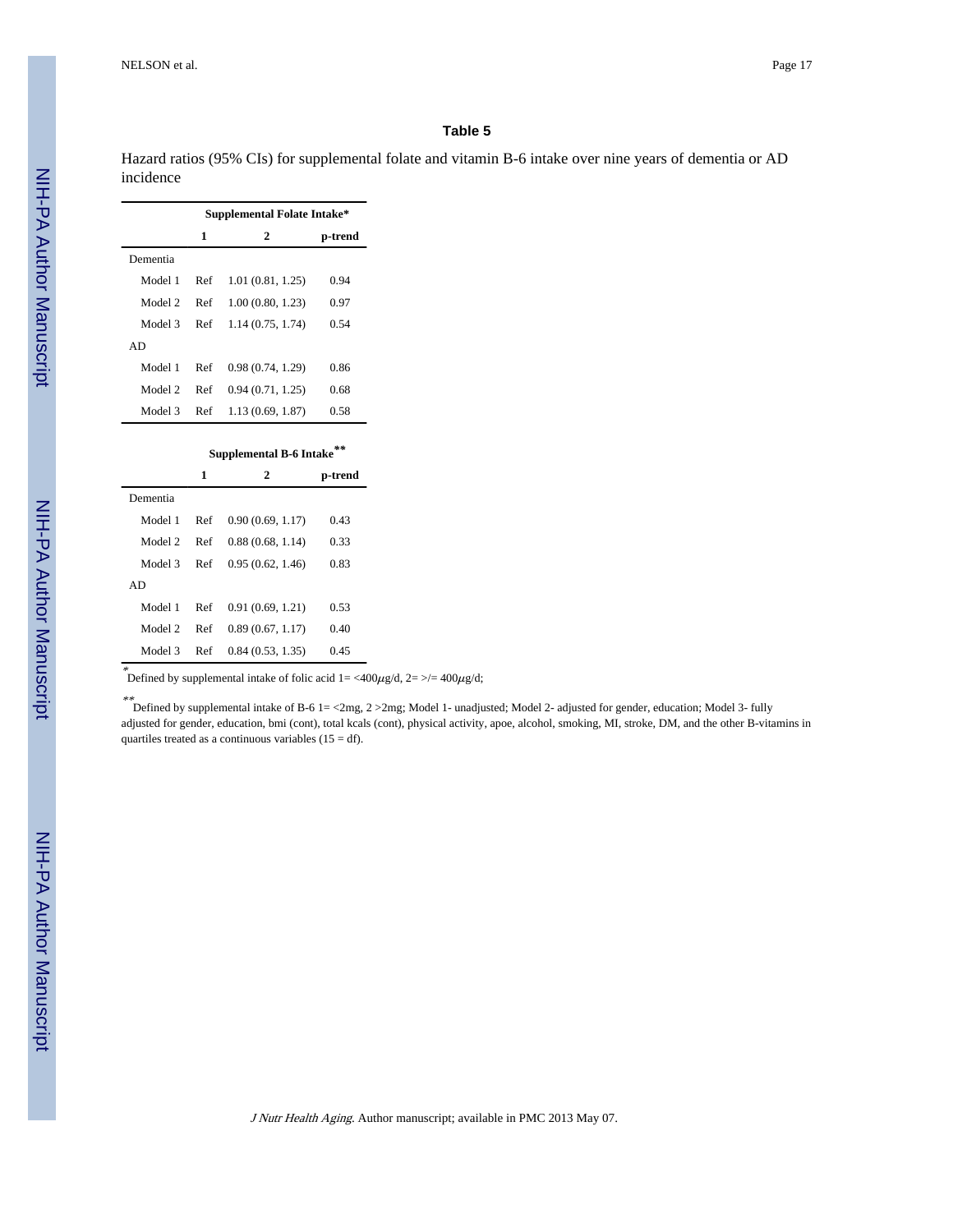### Table 5

Hazard ratios (95% CIs) for supplemental folate and vitamin B-6 intake over nine years of dementia or AD incidence

| | Supplemental Folate Intake* | | |
|---|---|---|---|
| | **1** | **2** | **p-trend** |
| Dementia | | | |
| Model 1 | Ref | 1.01 (0.81, 1.25) | 0.94 |
| Model 2 | Ref | 1.00 (0.80, 1.23) | 0.97 |
| Model 3 | Ref | 1.14 (0.75, 1.74) | 0.54 |
| AD | | | |
| Model 1 | Ref | 0.98 (0.74, 1.29) | 0.86 |
| Model 2 | Ref | 0.94 (0.71, 1.25) | 0.68 |
| Model 3 | Ref | 1.13 (0.69, 1.87) | 0.58 |

| | Supplemental B-6 Intake** | | |
|---|---|---|---|
| | **1** | **2** | **p-trend** |
| Dementia | | | |
| Model 1 | Ref | 0.90 (0.69, 1.17) | 0.43 |
| Model 2 | Ref | 0.88 (0.68, 1.14) | 0.33 |
| Model 3 | Ref | 0.95 (0.62, 1.46) | 0.83 |
| AD | | | |
| Model 1 | Ref | 0.91 (0.69, 1.21) | 0.53 |
| Model 2 | Ref | 0.89 (0.67, 1.17) | 0.40 |
| Model 3 | Ref | 0.84 (0.53, 1.35) | 0.45 |

*Defined by supplemental intake of folic acid 1= <400$\mu$g/d, 2= >/= 400$\mu$g/d;

**Defined by supplemental intake of B-6 1= <2mg, 2 >2mg; Model 1- unadjusted; Model 2- adjusted for gender, education; Model 3- fully adjusted for gender, education, bmi (cont), total kcals (cont), physical activity, apoe, alcohol, smoking, MI, stroke, DM, and the other B-vitamins in quartiles treated as a continuous variables (15 = df).